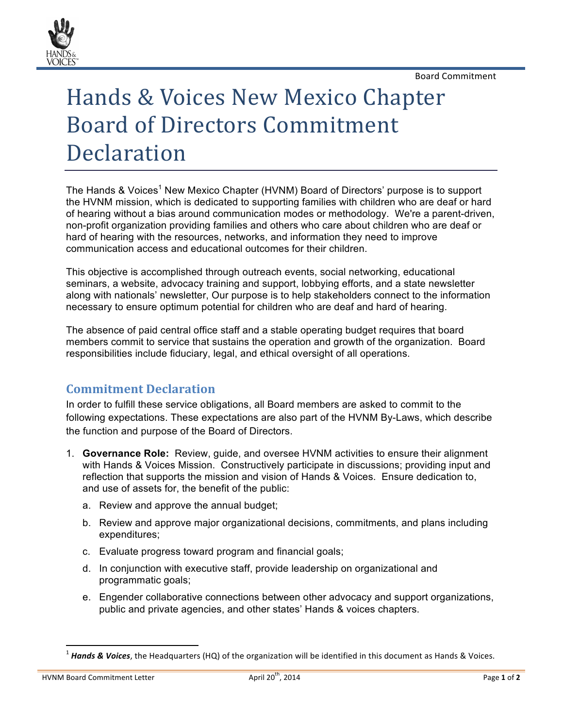Board Commitment

# Hands & Voices New Mexico Chapter Board of Directors Commitment Declaration

The Hands & Voices[1] New Mexico Chapter (HVNM) Board of Directors' purpose is to support the HVNM mission, which is dedicated to supporting families with children who are deaf or hard of hearing without a bias around communication modes or methodology. We're a parent-driven, non-profit organization providing families and others who care about children who are deaf or hard of hearing with the resources, networks, and information they need to improve communication access and educational outcomes for their children.

This objective is accomplished through outreach events, social networking, educational seminars, a website, advocacy training and support, lobbying efforts, and a state newsletter along with nationals' newsletter, Our purpose is to help stakeholders connect to the information necessary to ensure optimum potential for children who are deaf and hard of hearing.

The absence of paid central office staff and a stable operating budget requires that board members commit to service that sustains the operation and growth of the organization. Board responsibilities include fiduciary, legal, and ethical oversight of all operations.

## Commitment Declaration

In order to fulfill these service obligations, all Board members are asked to commit to the following expectations. These expectations are also part of the HVNM By-Laws, which describe the function and purpose of the Board of Directors.

1. **Governance Role:** Review, guide, and oversee HVNM activities to ensure their alignment with Hands & Voices Mission. Constructively participate in discussions; providing input and reflection that supports the mission and vision of Hands & Voices. Ensure dedication to, and use of assets for, the benefit of the public:
   a. Review and approve the annual budget;
   b. Review and approve major organizational decisions, commitments, and plans including expenditures;
   c. Evaluate progress toward program and financial goals;
   d. In conjunction with executive staff, provide leadership on organizational and programmatic goals;
   e. Engender collaborative connections between other advocacy and support organizations, public and private agencies, and other states' Hands & voices chapters.

[1] ***Hands & Voices***, the Headquarters (HQ) of the organization will be identified in this document as Hands & Voices.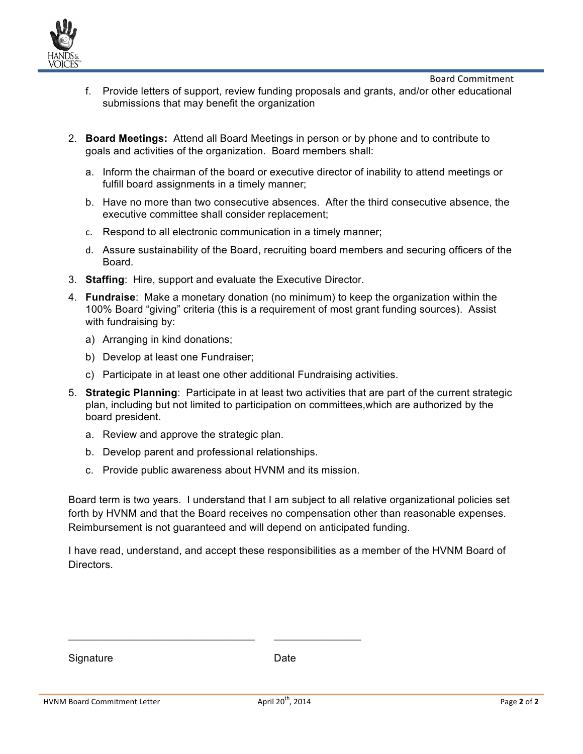f. Provide letters of support, review funding proposals and grants, and/or other educational submissions that may benefit the organization

2. **Board Meetings:** Attend all Board Meetings in person or by phone and to contribute to goals and activities of the organization. Board members shall:

   a. Inform the chairman of the board or executive director of inability to attend meetings or fulfill board assignments in a timely manner;

   b. Have no more than two consecutive absences. After the third consecutive absence, the executive committee shall consider replacement;

   c. Respond to all electronic communication in a timely manner;

   d. Assure sustainability of the Board, recruiting board members and securing officers of the Board.

3. **Staffing**: Hire, support and evaluate the Executive Director.

4. **Fundraise**: Make a monetary donation (no minimum) to keep the organization within the 100% Board "giving" criteria (this is a requirement of most grant funding sources). Assist with fundraising by:

   a) Arranging in kind donations;

   b) Develop at least one Fundraiser;

   c) Participate in at least one other additional Fundraising activities.

5. **Strategic Planning**: Participate in at least two activities that are part of the current strategic plan, including but not limited to participation on committees,which are authorized by the board president.

   a. Review and approve the strategic plan.

   b. Develop parent and professional relationships.

   c. Provide public awareness about HVNM and its mission.

Board term is two years. I understand that I am subject to all relative organizational policies set forth by HVNM and that the Board receives no compensation other than reasonable expenses. Reimbursement is not guaranteed and will depend on anticipated funding.

I have read, understand, and accept these responsibilities as a member of the HVNM Board of Directors.

\_\_\_\_\_\_\_\_\_\_\_\_\_\_\_\_\_\_\_\_\_\_\_\_\_\_\_\_\_\_\_\_ \_\_\_\_\_\_\_\_\_\_\_\_\_\_\_

Signature Date